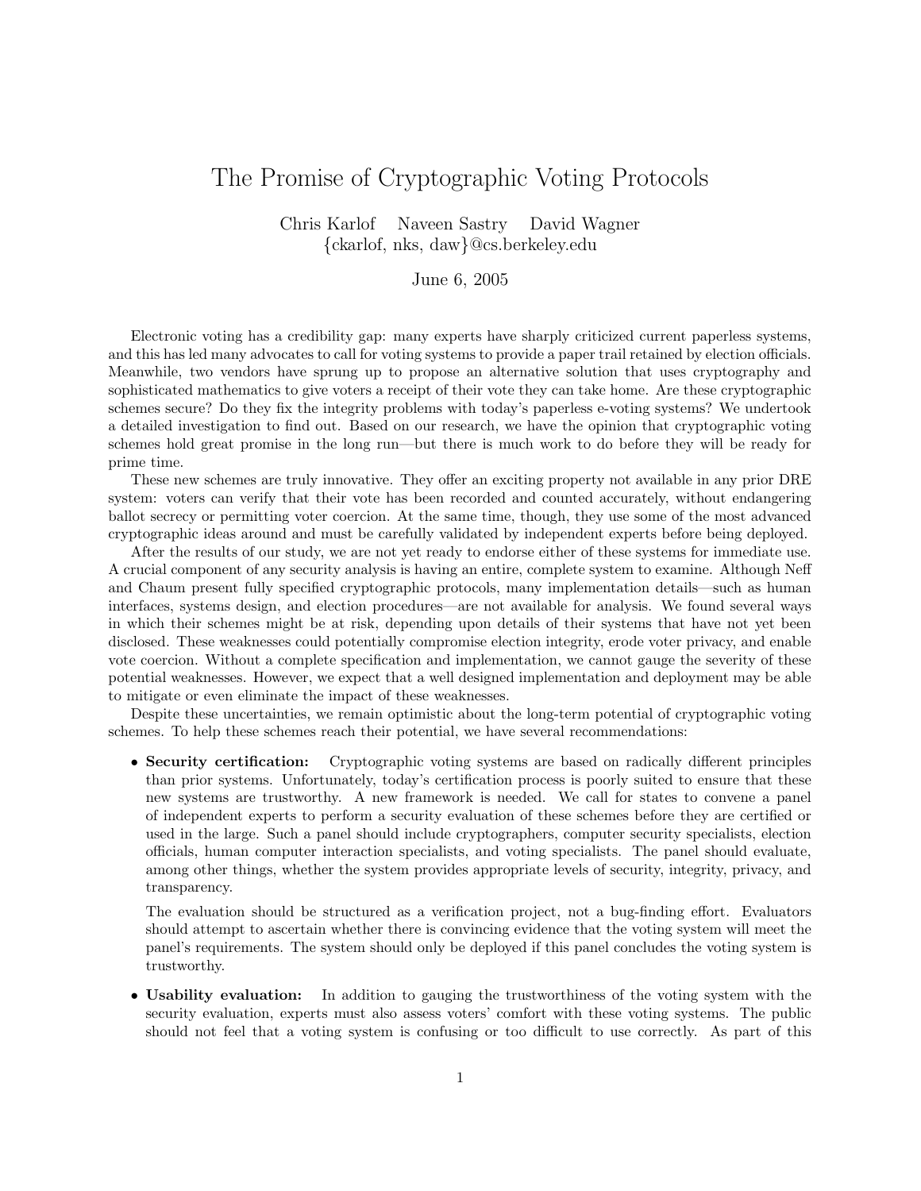# The Promise of Cryptographic Voting Protocols

Chris Karlof Naveen Sastry David Wagner
{ckarlof, nks, daw}@cs.berkeley.edu

June 6, 2005

Electronic voting has a credibility gap: many experts have sharply criticized current paperless systems, and this has led many advocates to call for voting systems to provide a paper trail retained by election officials. Meanwhile, two vendors have sprung up to propose an alternative solution that uses cryptography and sophisticated mathematics to give voters a receipt of their vote they can take home. Are these cryptographic schemes secure? Do they fix the integrity problems with today's paperless e-voting systems? We undertook a detailed investigation to find out. Based on our research, we have the opinion that cryptographic voting schemes hold great promise in the long run—but there is much work to do before they will be ready for prime time.

These new schemes are truly innovative. They offer an exciting property not available in any prior DRE system: voters can verify that their vote has been recorded and counted accurately, without endangering ballot secrecy or permitting voter coercion. At the same time, though, they use some of the most advanced cryptographic ideas around and must be carefully validated by independent experts before being deployed.

After the results of our study, we are not yet ready to endorse either of these systems for immediate use. A crucial component of any security analysis is having an entire, complete system to examine. Although Neff and Chaum present fully specified cryptographic protocols, many implementation details—such as human interfaces, systems design, and election procedures—are not available for analysis. We found several ways in which their schemes might be at risk, depending upon details of their systems that have not yet been disclosed. These weaknesses could potentially compromise election integrity, erode voter privacy, and enable vote coercion. Without a complete specification and implementation, we cannot gauge the severity of these potential weaknesses. However, we expect that a well designed implementation and deployment may be able to mitigate or even eliminate the impact of these weaknesses.

Despite these uncertainties, we remain optimistic about the long-term potential of cryptographic voting schemes. To help these schemes reach their potential, we have several recommendations:

- **Security certification:** Cryptographic voting systems are based on radically different principles than prior systems. Unfortunately, today's certification process is poorly suited to ensure that these new systems are trustworthy. A new framework is needed. We call for states to convene a panel of independent experts to perform a security evaluation of these schemes before they are certified or used in the large. Such a panel should include cryptographers, computer security specialists, election officials, human computer interaction specialists, and voting specialists. The panel should evaluate, among other things, whether the system provides appropriate levels of security, integrity, privacy, and transparency.

  The evaluation should be structured as a verification project, not a bug-finding effort. Evaluators should attempt to ascertain whether there is convincing evidence that the voting system will meet the panel's requirements. The system should only be deployed if this panel concludes the voting system is trustworthy.

- **Usability evaluation:** In addition to gauging the trustworthiness of the voting system with the security evaluation, experts must also assess voters' comfort with these voting systems. The public should not feel that a voting system is confusing or too difficult to use correctly. As part of this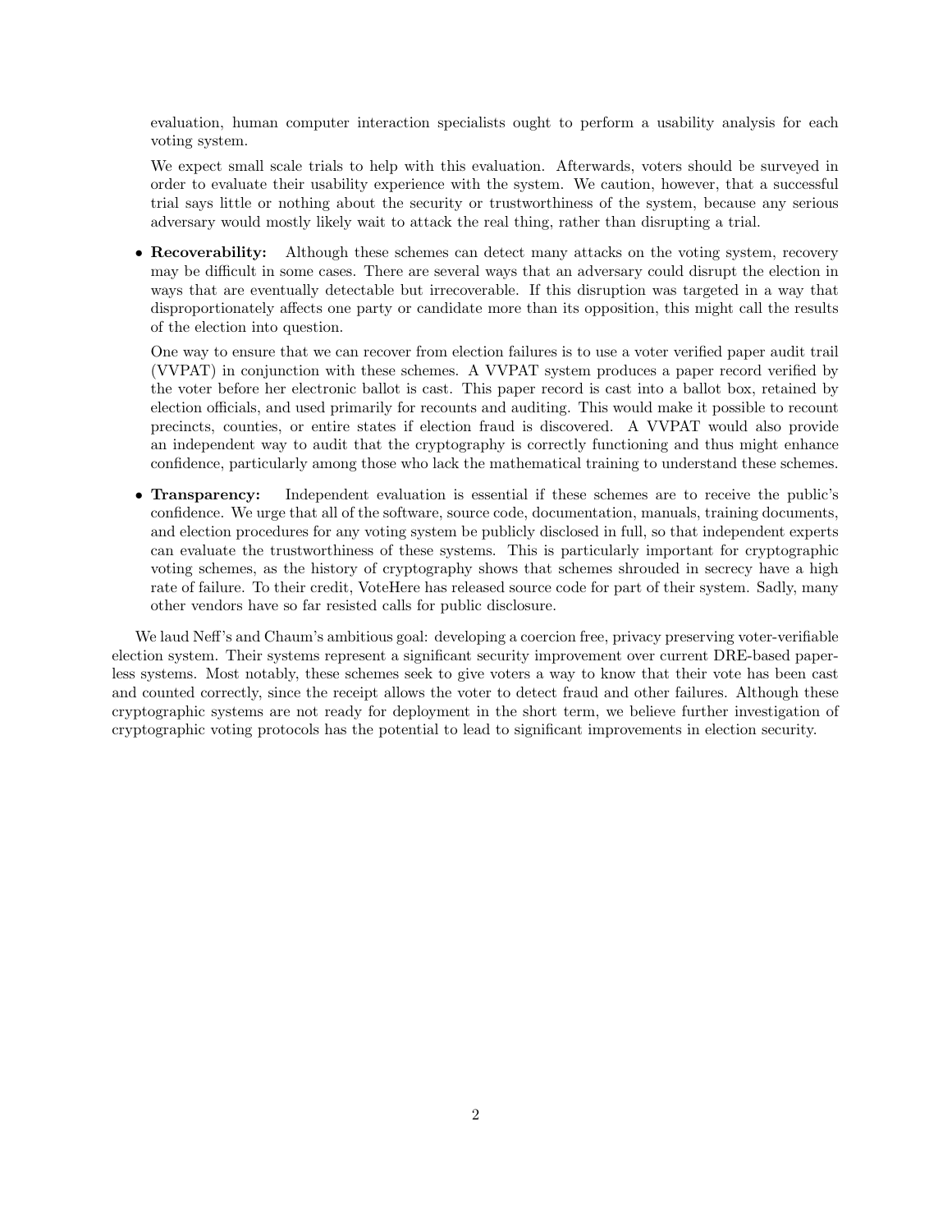evaluation, human computer interaction specialists ought to perform a usability analysis for each voting system.

We expect small scale trials to help with this evaluation. Afterwards, voters should be surveyed in order to evaluate their usability experience with the system. We caution, however, that a successful trial says little or nothing about the security or trustworthiness of the system, because any serious adversary would mostly likely wait to attack the real thing, rather than disrupting a trial.

- **Recoverability:** Although these schemes can detect many attacks on the voting system, recovery may be difficult in some cases. There are several ways that an adversary could disrupt the election in ways that are eventually detectable but irrecoverable. If this disruption was targeted in a way that disproportionately affects one party or candidate more than its opposition, this might call the results of the election into question.

  One way to ensure that we can recover from election failures is to use a voter verified paper audit trail (VVPAT) in conjunction with these schemes. A VVPAT system produces a paper record verified by the voter before her electronic ballot is cast. This paper record is cast into a ballot box, retained by election officials, and used primarily for recounts and auditing. This would make it possible to recount precincts, counties, or entire states if election fraud is discovered. A VVPAT would also provide an independent way to audit that the cryptography is correctly functioning and thus might enhance confidence, particularly among those who lack the mathematical training to understand these schemes.

- **Transparency:** Independent evaluation is essential if these schemes are to receive the public's confidence. We urge that all of the software, source code, documentation, manuals, training documents, and election procedures for any voting system be publicly disclosed in full, so that independent experts can evaluate the trustworthiness of these systems. This is particularly important for cryptographic voting schemes, as the history of cryptography shows that schemes shrouded in secrecy have a high rate of failure. To their credit, VoteHere has released source code for part of their system. Sadly, many other vendors have so far resisted calls for public disclosure.

We laud Neff's and Chaum's ambitious goal: developing a coercion free, privacy preserving voter-verifiable election system. Their systems represent a significant security improvement over current DRE-based paperless systems. Most notably, these schemes seek to give voters a way to know that their vote has been cast and counted correctly, since the receipt allows the voter to detect fraud and other failures. Although these cryptographic systems are not ready for deployment in the short term, we believe further investigation of cryptographic voting protocols has the potential to lead to significant improvements in election security.